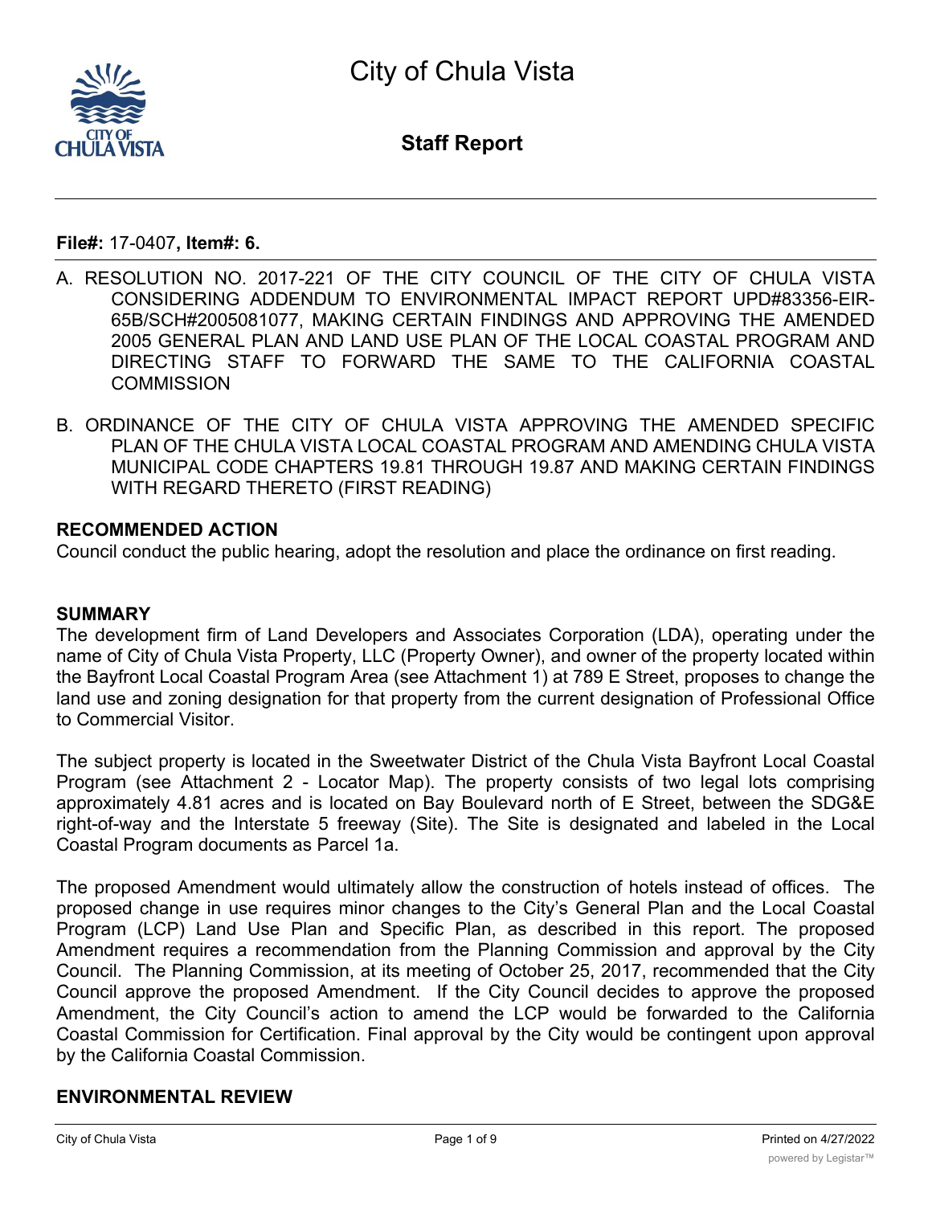# City of Chula Vista

## Staff Report

**File#:** 17-0407**, Item#: 6.**

A. RESOLUTION NO. 2017-221 OF THE CITY COUNCIL OF THE CITY OF CHULA VISTA CONSIDERING ADDENDUM TO ENVIRONMENTAL IMPACT REPORT UPD#83356-EIR-65B/SCH#2005081077, MAKING CERTAIN FINDINGS AND APPROVING THE AMENDED 2005 GENERAL PLAN AND LAND USE PLAN OF THE LOCAL COASTAL PROGRAM AND DIRECTING STAFF TO FORWARD THE SAME TO THE CALIFORNIA COASTAL COMMISSION

B. ORDINANCE OF THE CITY OF CHULA VISTA APPROVING THE AMENDED SPECIFIC PLAN OF THE CHULA VISTA LOCAL COASTAL PROGRAM AND AMENDING CHULA VISTA MUNICIPAL CODE CHAPTERS 19.81 THROUGH 19.87 AND MAKING CERTAIN FINDINGS WITH REGARD THERETO (FIRST READING)

**RECOMMENDED ACTION**

Council conduct the public hearing, adopt the resolution and place the ordinance on first reading.

**SUMMARY**

The development firm of Land Developers and Associates Corporation (LDA), operating under the name of City of Chula Vista Property, LLC (Property Owner), and owner of the property located within the Bayfront Local Coastal Program Area (see Attachment 1) at 789 E Street, proposes to change the land use and zoning designation for that property from the current designation of Professional Office to Commercial Visitor.

The subject property is located in the Sweetwater District of the Chula Vista Bayfront Local Coastal Program (see Attachment 2 - Locator Map). The property consists of two legal lots comprising approximately 4.81 acres and is located on Bay Boulevard north of E Street, between the SDG&E right-of-way and the Interstate 5 freeway (Site). The Site is designated and labeled in the Local Coastal Program documents as Parcel 1a.

The proposed Amendment would ultimately allow the construction of hotels instead of offices. The proposed change in use requires minor changes to the City's General Plan and the Local Coastal Program (LCP) Land Use Plan and Specific Plan, as described in this report. The proposed Amendment requires a recommendation from the Planning Commission and approval by the City Council. The Planning Commission, at its meeting of October 25, 2017, recommended that the City Council approve the proposed Amendment. If the City Council decides to approve the proposed Amendment, the City Council's action to amend the LCP would be forwarded to the California Coastal Commission for Certification. Final approval by the City would be contingent upon approval by the California Coastal Commission.

**ENVIRONMENTAL REVIEW**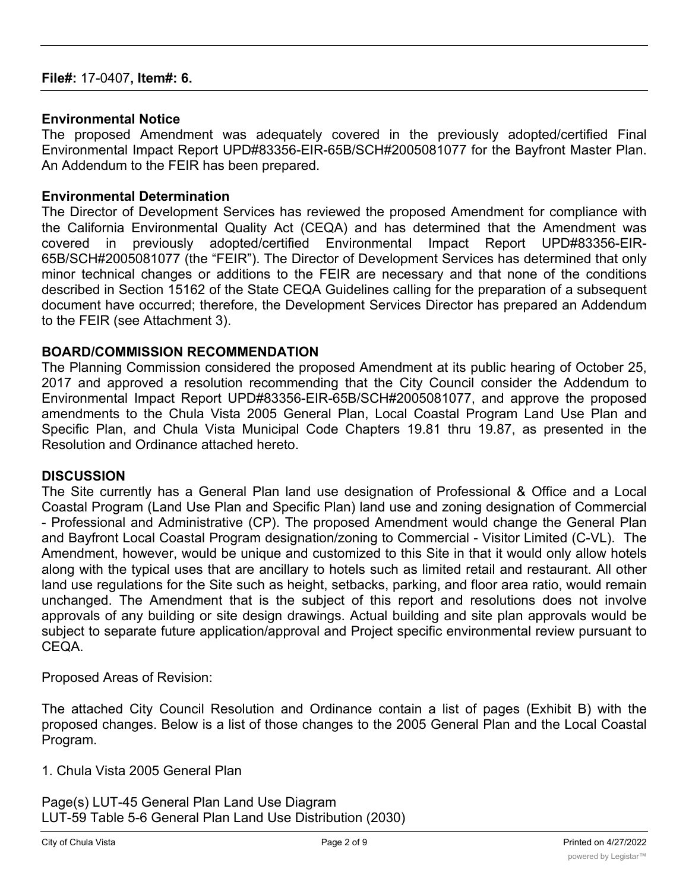**File#:** 17-0407**, Item#: 6.**

**Environmental Notice**

The proposed Amendment was adequately covered in the previously adopted/certified Final Environmental Impact Report UPD#83356-EIR-65B/SCH#2005081077 for the Bayfront Master Plan. An Addendum to the FEIR has been prepared.

**Environmental Determination**

The Director of Development Services has reviewed the proposed Amendment for compliance with the California Environmental Quality Act (CEQA) and has determined that the Amendment was covered in previously adopted/certified Environmental Impact Report UPD#83356-EIR-65B/SCH#2005081077 (the "FEIR"). The Director of Development Services has determined that only minor technical changes or additions to the FEIR are necessary and that none of the conditions described in Section 15162 of the State CEQA Guidelines calling for the preparation of a subsequent document have occurred; therefore, the Development Services Director has prepared an Addendum to the FEIR (see Attachment 3).

**BOARD/COMMISSION RECOMMENDATION**

The Planning Commission considered the proposed Amendment at its public hearing of October 25, 2017 and approved a resolution recommending that the City Council consider the Addendum to Environmental Impact Report UPD#83356-EIR-65B/SCH#2005081077, and approve the proposed amendments to the Chula Vista 2005 General Plan, Local Coastal Program Land Use Plan and Specific Plan, and Chula Vista Municipal Code Chapters 19.81 thru 19.87, as presented in the Resolution and Ordinance attached hereto.

**DISCUSSION**

The Site currently has a General Plan land use designation of Professional & Office and a Local Coastal Program (Land Use Plan and Specific Plan) land use and zoning designation of Commercial - Professional and Administrative (CP). The proposed Amendment would change the General Plan and Bayfront Local Coastal Program designation/zoning to Commercial - Visitor Limited (C-VL). The Amendment, however, would be unique and customized to this Site in that it would only allow hotels along with the typical uses that are ancillary to hotels such as limited retail and restaurant. All other land use regulations for the Site such as height, setbacks, parking, and floor area ratio, would remain unchanged. The Amendment that is the subject of this report and resolutions does not involve approvals of any building or site design drawings. Actual building and site plan approvals would be subject to separate future application/approval and Project specific environmental review pursuant to CEQA.

Proposed Areas of Revision:

The attached City Council Resolution and Ordinance contain a list of pages (Exhibit B) with the proposed changes. Below is a list of those changes to the 2005 General Plan and the Local Coastal Program.

1. Chula Vista 2005 General Plan

Page(s) LUT-45 General Plan Land Use Diagram
LUT-59 Table 5-6 General Plan Land Use Distribution (2030)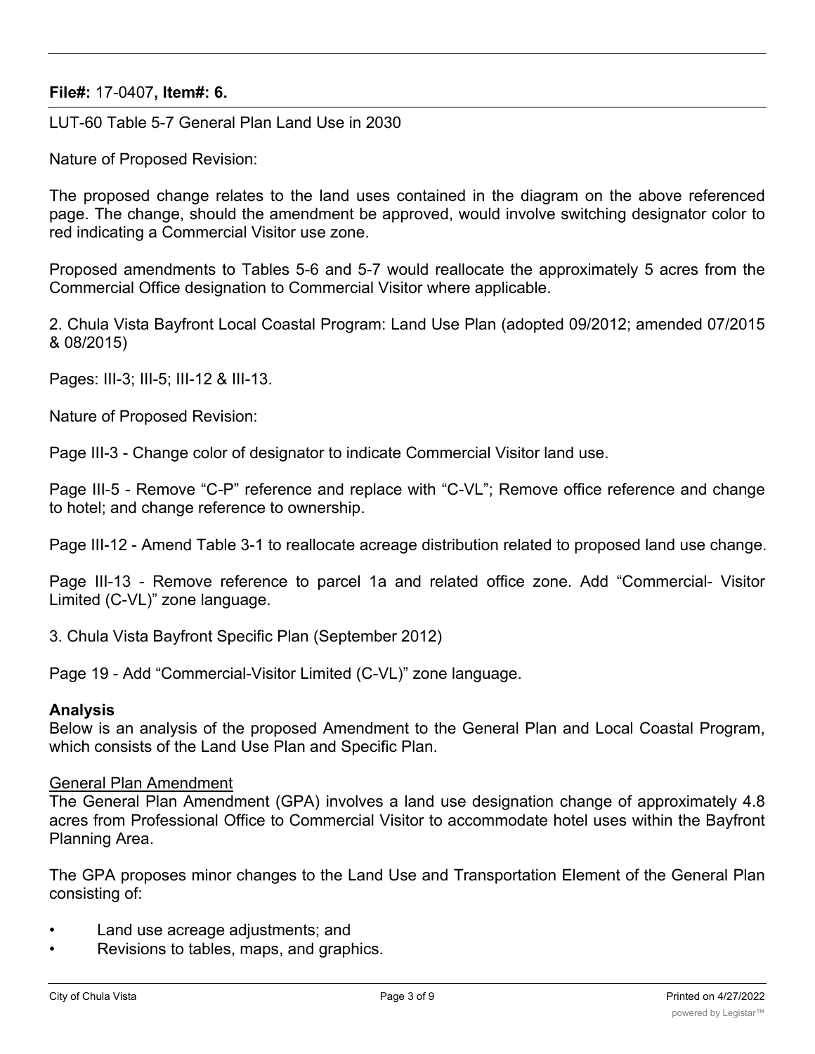**File#:** 17-0407**, Item#: 6.**

LUT-60 Table 5-7 General Plan Land Use in 2030

Nature of Proposed Revision:

The proposed change relates to the land uses contained in the diagram on the above referenced page. The change, should the amendment be approved, would involve switching designator color to red indicating a Commercial Visitor use zone.

Proposed amendments to Tables 5-6 and 5-7 would reallocate the approximately 5 acres from the Commercial Office designation to Commercial Visitor where applicable.

2. Chula Vista Bayfront Local Coastal Program: Land Use Plan (adopted 09/2012; amended 07/2015 & 08/2015)

Pages: III-3; III-5; III-12 & III-13.

Nature of Proposed Revision:

Page III-3 - Change color of designator to indicate Commercial Visitor land use.

Page III-5 - Remove "C-P" reference and replace with "C-VL"; Remove office reference and change to hotel; and change reference to ownership.

Page III-12 - Amend Table 3-1 to reallocate acreage distribution related to proposed land use change.

Page III-13 - Remove reference to parcel 1a and related office zone. Add "Commercial- Visitor Limited (C-VL)" zone language.

3. Chula Vista Bayfront Specific Plan (September 2012)

Page 19 - Add "Commercial-Visitor Limited (C-VL)" zone language.

**Analysis**

Below is an analysis of the proposed Amendment to the General Plan and Local Coastal Program, which consists of the Land Use Plan and Specific Plan.

General Plan Amendment

The General Plan Amendment (GPA) involves a land use designation change of approximately 4.8 acres from Professional Office to Commercial Visitor to accommodate hotel uses within the Bayfront Planning Area.

The GPA proposes minor changes to the Land Use and Transportation Element of the General Plan consisting of:

- Land use acreage adjustments; and
- Revisions to tables, maps, and graphics.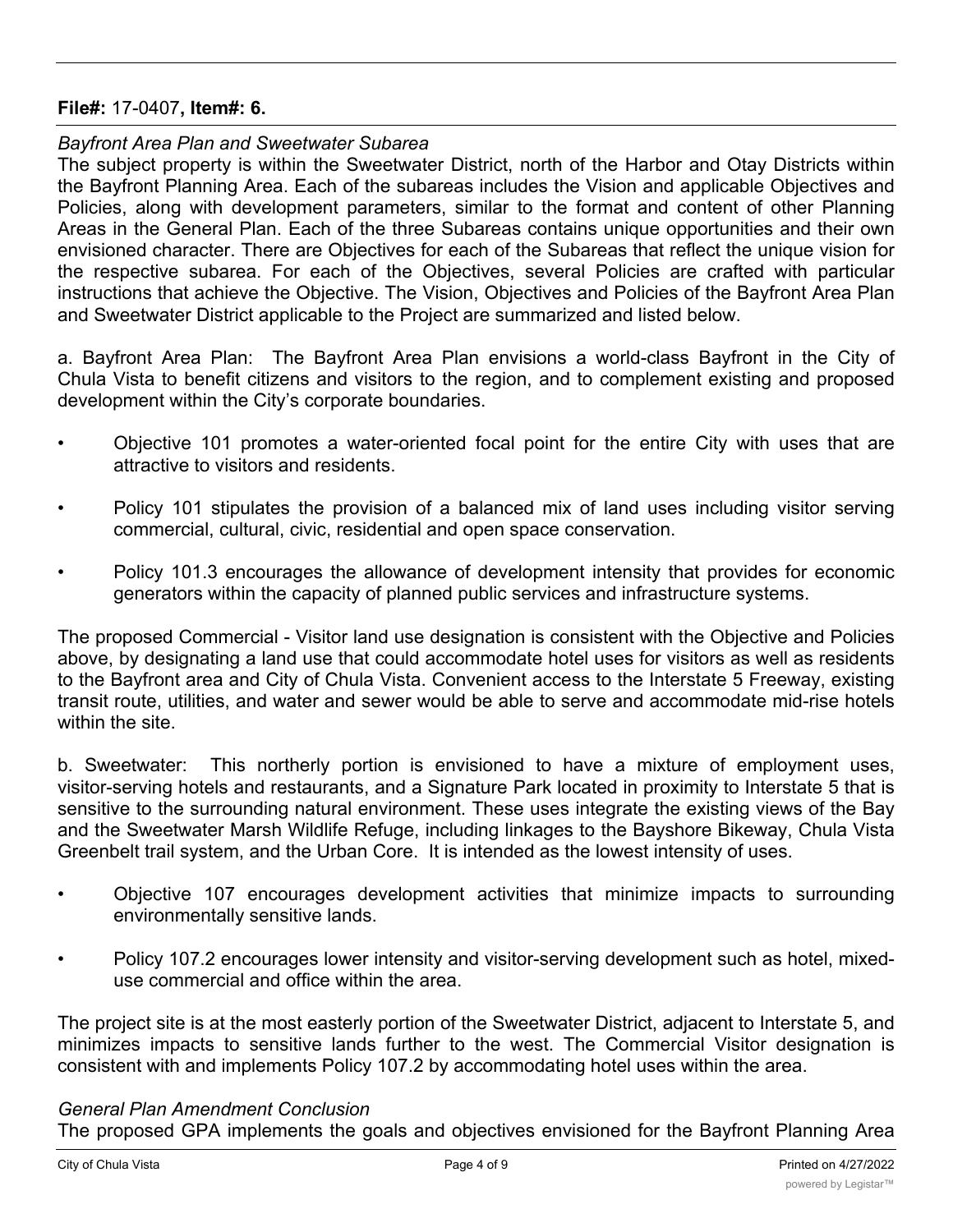**File#:** 17-0407**, Item#: 6.**

*Bayfront Area Plan and Sweetwater Subarea*

The subject property is within the Sweetwater District, north of the Harbor and Otay Districts within the Bayfront Planning Area. Each of the subareas includes the Vision and applicable Objectives and Policies, along with development parameters, similar to the format and content of other Planning Areas in the General Plan. Each of the three Subareas contains unique opportunities and their own envisioned character. There are Objectives for each of the Subareas that reflect the unique vision for the respective subarea. For each of the Objectives, several Policies are crafted with particular instructions that achieve the Objective. The Vision, Objectives and Policies of the Bayfront Area Plan and Sweetwater District applicable to the Project are summarized and listed below.

a. Bayfront Area Plan: The Bayfront Area Plan envisions a world-class Bayfront in the City of Chula Vista to benefit citizens and visitors to the region, and to complement existing and proposed development within the City's corporate boundaries.

- Objective 101 promotes a water-oriented focal point for the entire City with uses that are attractive to visitors and residents.
- Policy 101 stipulates the provision of a balanced mix of land uses including visitor serving commercial, cultural, civic, residential and open space conservation.
- Policy 101.3 encourages the allowance of development intensity that provides for economic generators within the capacity of planned public services and infrastructure systems.

The proposed Commercial - Visitor land use designation is consistent with the Objective and Policies above, by designating a land use that could accommodate hotel uses for visitors as well as residents to the Bayfront area and City of Chula Vista. Convenient access to the Interstate 5 Freeway, existing transit route, utilities, and water and sewer would be able to serve and accommodate mid-rise hotels within the site.

b. Sweetwater: This northerly portion is envisioned to have a mixture of employment uses, visitor-serving hotels and restaurants, and a Signature Park located in proximity to Interstate 5 that is sensitive to the surrounding natural environment. These uses integrate the existing views of the Bay and the Sweetwater Marsh Wildlife Refuge, including linkages to the Bayshore Bikeway, Chula Vista Greenbelt trail system, and the Urban Core. It is intended as the lowest intensity of uses.

- Objective 107 encourages development activities that minimize impacts to surrounding environmentally sensitive lands.
- Policy 107.2 encourages lower intensity and visitor-serving development such as hotel, mixed-use commercial and office within the area.

The project site is at the most easterly portion of the Sweetwater District, adjacent to Interstate 5, and minimizes impacts to sensitive lands further to the west. The Commercial Visitor designation is consistent with and implements Policy 107.2 by accommodating hotel uses within the area.

*General Plan Amendment Conclusion*

The proposed GPA implements the goals and objectives envisioned for the Bayfront Planning Area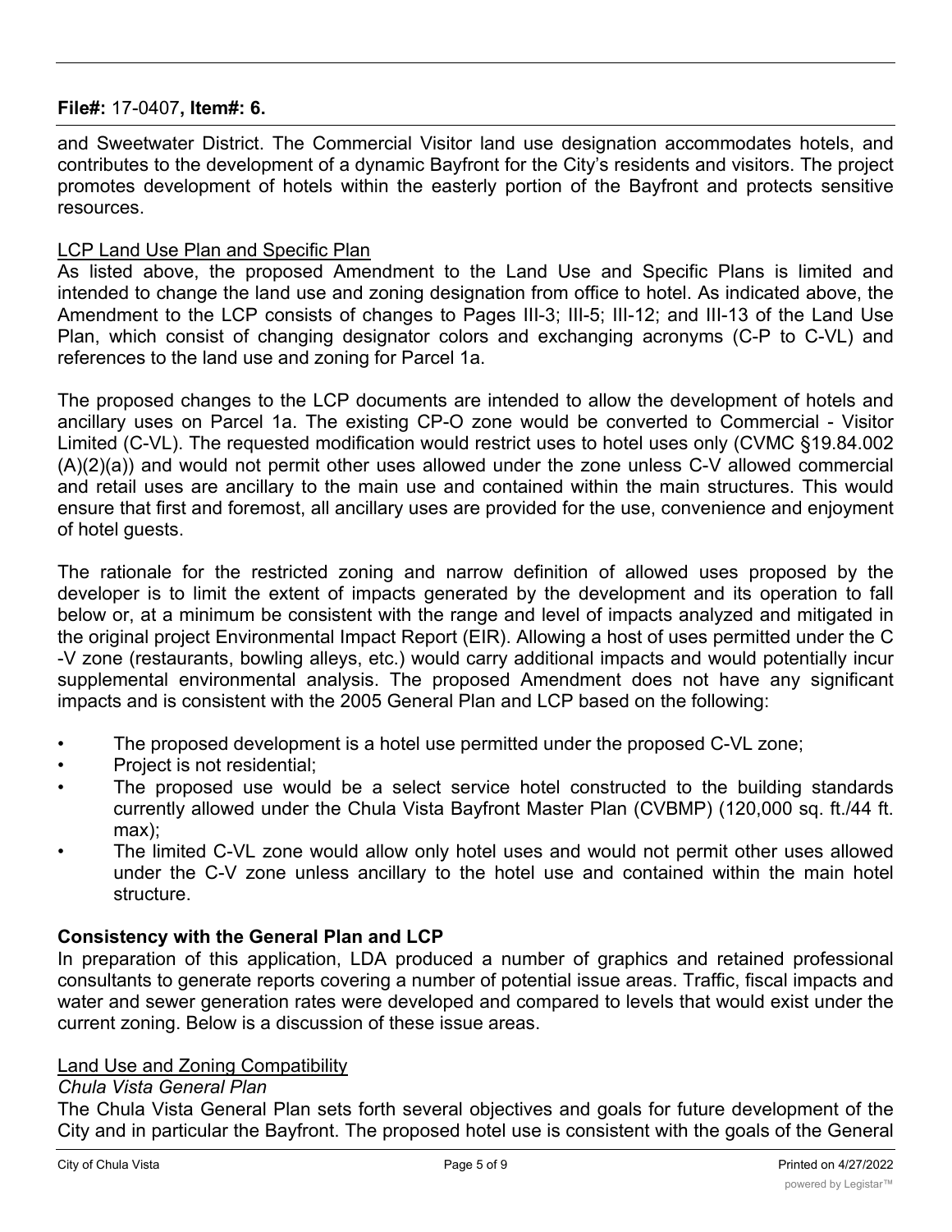and Sweetwater District. The Commercial Visitor land use designation accommodates hotels, and contributes to the development of a dynamic Bayfront for the City's residents and visitors. The project promotes development of hotels within the easterly portion of the Bayfront and protects sensitive resources.

<u>LCP Land Use Plan and Specific Plan</u>

As listed above, the proposed Amendment to the Land Use and Specific Plans is limited and intended to change the land use and zoning designation from office to hotel. As indicated above, the Amendment to the LCP consists of changes to Pages III-3; III-5; III-12; and III-13 of the Land Use Plan, which consist of changing designator colors and exchanging acronyms (C-P to C-VL) and references to the land use and zoning for Parcel 1a.

The proposed changes to the LCP documents are intended to allow the development of hotels and ancillary uses on Parcel 1a. The existing CP-O zone would be converted to Commercial - Visitor Limited (C-VL). The requested modification would restrict uses to hotel uses only (CVMC §19.84.002 (A)(2)(a)) and would not permit other uses allowed under the zone unless C-V allowed commercial and retail uses are ancillary to the main use and contained within the main structures. This would ensure that first and foremost, all ancillary uses are provided for the use, convenience and enjoyment of hotel guests.

The rationale for the restricted zoning and narrow definition of allowed uses proposed by the developer is to limit the extent of impacts generated by the development and its operation to fall below or, at a minimum be consistent with the range and level of impacts analyzed and mitigated in the original project Environmental Impact Report (EIR). Allowing a host of uses permitted under the C -V zone (restaurants, bowling alleys, etc.) would carry additional impacts and would potentially incur supplemental environmental analysis. The proposed Amendment does not have any significant impacts and is consistent with the 2005 General Plan and LCP based on the following:

- The proposed development is a hotel use permitted under the proposed C-VL zone;
- Project is not residential;
- The proposed use would be a select service hotel constructed to the building standards currently allowed under the Chula Vista Bayfront Master Plan (CVBMP) (120,000 sq. ft./44 ft. max);
- The limited C-VL zone would allow only hotel uses and would not permit other uses allowed under the C-V zone unless ancillary to the hotel use and contained within the main hotel structure.

**Consistency with the General Plan and LCP**

In preparation of this application, LDA produced a number of graphics and retained professional consultants to generate reports covering a number of potential issue areas. Traffic, fiscal impacts and water and sewer generation rates were developed and compared to levels that would exist under the current zoning. Below is a discussion of these issue areas.

<u>Land Use and Zoning Compatibility</u>

*Chula Vista General Plan*

The Chula Vista General Plan sets forth several objectives and goals for future development of the City and in particular the Bayfront. The proposed hotel use is consistent with the goals of the General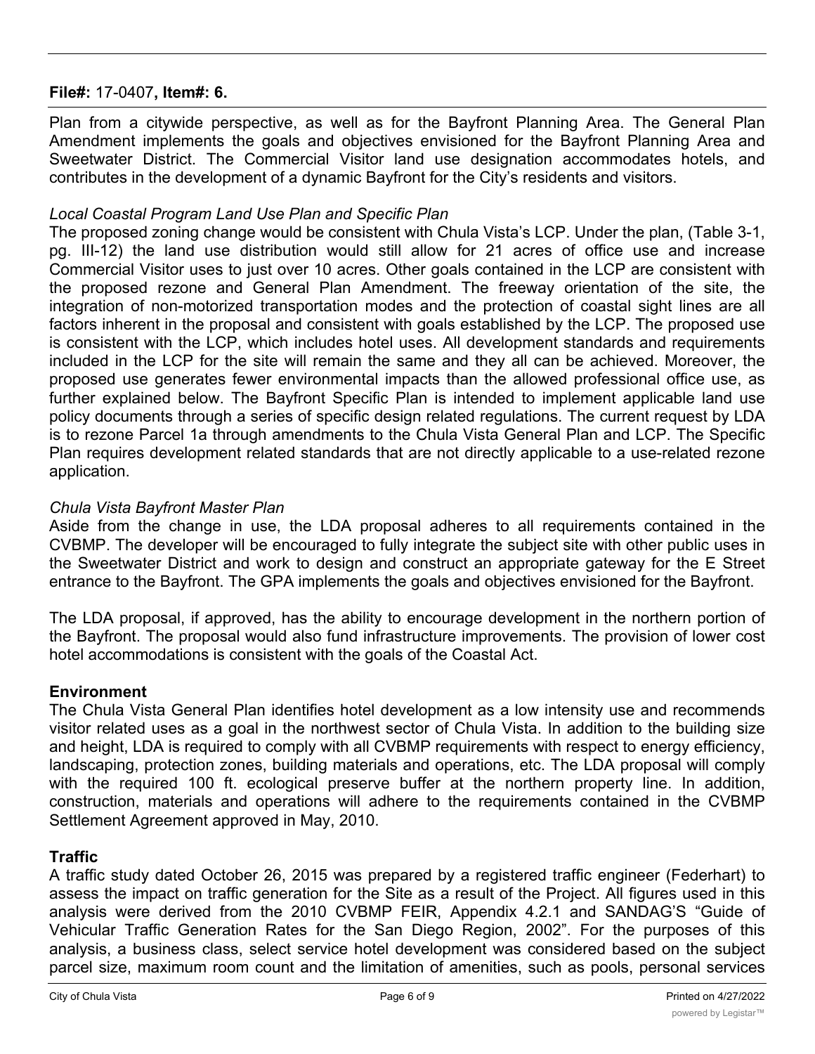**File#:** 17-0407**, Item#: 6.**

Plan from a citywide perspective, as well as for the Bayfront Planning Area. The General Plan Amendment implements the goals and objectives envisioned for the Bayfront Planning Area and Sweetwater District. The Commercial Visitor land use designation accommodates hotels, and contributes in the development of a dynamic Bayfront for the City's residents and visitors.

*Local Coastal Program Land Use Plan and Specific Plan*

The proposed zoning change would be consistent with Chula Vista's LCP. Under the plan, (Table 3-1, pg. III-12) the land use distribution would still allow for 21 acres of office use and increase Commercial Visitor uses to just over 10 acres. Other goals contained in the LCP are consistent with the proposed rezone and General Plan Amendment. The freeway orientation of the site, the integration of non-motorized transportation modes and the protection of coastal sight lines are all factors inherent in the proposal and consistent with goals established by the LCP. The proposed use is consistent with the LCP, which includes hotel uses. All development standards and requirements included in the LCP for the site will remain the same and they all can be achieved. Moreover, the proposed use generates fewer environmental impacts than the allowed professional office use, as further explained below. The Bayfront Specific Plan is intended to implement applicable land use policy documents through a series of specific design related regulations. The current request by LDA is to rezone Parcel 1a through amendments to the Chula Vista General Plan and LCP. The Specific Plan requires development related standards that are not directly applicable to a use-related rezone application.

*Chula Vista Bayfront Master Plan*

Aside from the change in use, the LDA proposal adheres to all requirements contained in the CVBMP. The developer will be encouraged to fully integrate the subject site with other public uses in the Sweetwater District and work to design and construct an appropriate gateway for the E Street entrance to the Bayfront. The GPA implements the goals and objectives envisioned for the Bayfront.

The LDA proposal, if approved, has the ability to encourage development in the northern portion of the Bayfront. The proposal would also fund infrastructure improvements. The provision of lower cost hotel accommodations is consistent with the goals of the Coastal Act.

**Environment**

The Chula Vista General Plan identifies hotel development as a low intensity use and recommends visitor related uses as a goal in the northwest sector of Chula Vista. In addition to the building size and height, LDA is required to comply with all CVBMP requirements with respect to energy efficiency, landscaping, protection zones, building materials and operations, etc. The LDA proposal will comply with the required 100 ft. ecological preserve buffer at the northern property line. In addition, construction, materials and operations will adhere to the requirements contained in the CVBMP Settlement Agreement approved in May, 2010.

**Traffic**

A traffic study dated October 26, 2015 was prepared by a registered traffic engineer (Federhart) to assess the impact on traffic generation for the Site as a result of the Project. All figures used in this analysis were derived from the 2010 CVBMP FEIR, Appendix 4.2.1 and SANDAG'S "Guide of Vehicular Traffic Generation Rates for the San Diego Region, 2002". For the purposes of this analysis, a business class, select service hotel development was considered based on the subject parcel size, maximum room count and the limitation of amenities, such as pools, personal services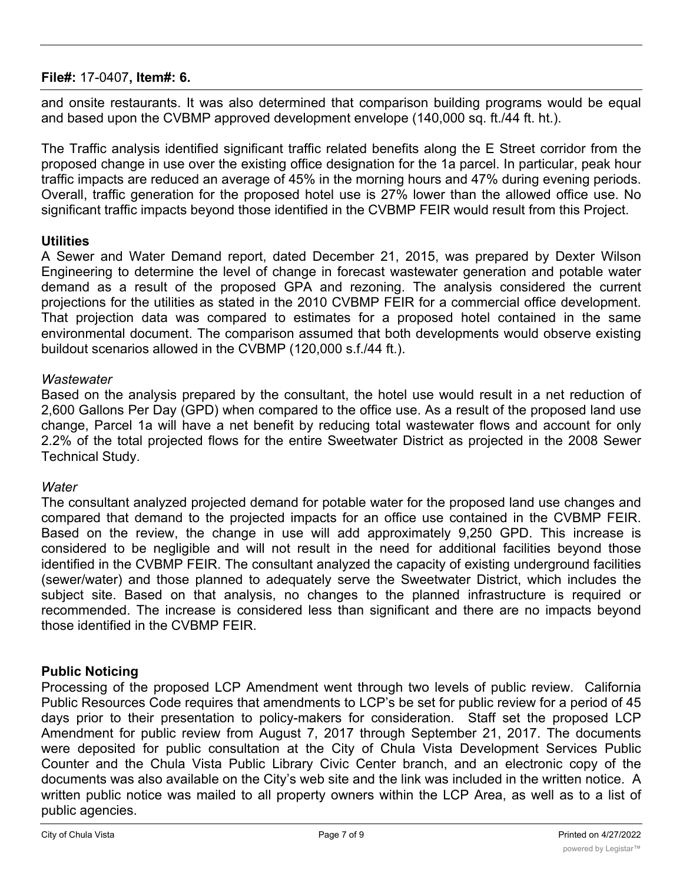**File#:** 17-0407**, Item#: 6.**

and onsite restaurants. It was also determined that comparison building programs would be equal and based upon the CVBMP approved development envelope (140,000 sq. ft./44 ft. ht.).

The Traffic analysis identified significant traffic related benefits along the E Street corridor from the proposed change in use over the existing office designation for the 1a parcel. In particular, peak hour traffic impacts are reduced an average of 45% in the morning hours and 47% during evening periods. Overall, traffic generation for the proposed hotel use is 27% lower than the allowed office use. No significant traffic impacts beyond those identified in the CVBMP FEIR would result from this Project.

**Utilities**

A Sewer and Water Demand report, dated December 21, 2015, was prepared by Dexter Wilson Engineering to determine the level of change in forecast wastewater generation and potable water demand as a result of the proposed GPA and rezoning. The analysis considered the current projections for the utilities as stated in the 2010 CVBMP FEIR for a commercial office development. That projection data was compared to estimates for a proposed hotel contained in the same environmental document. The comparison assumed that both developments would observe existing buildout scenarios allowed in the CVBMP (120,000 s.f./44 ft.).

*Wastewater*

Based on the analysis prepared by the consultant, the hotel use would result in a net reduction of 2,600 Gallons Per Day (GPD) when compared to the office use. As a result of the proposed land use change, Parcel 1a will have a net benefit by reducing total wastewater flows and account for only 2.2% of the total projected flows for the entire Sweetwater District as projected in the 2008 Sewer Technical Study.

*Water*

The consultant analyzed projected demand for potable water for the proposed land use changes and compared that demand to the projected impacts for an office use contained in the CVBMP FEIR. Based on the review, the change in use will add approximately 9,250 GPD. This increase is considered to be negligible and will not result in the need for additional facilities beyond those identified in the CVBMP FEIR. The consultant analyzed the capacity of existing underground facilities (sewer/water) and those planned to adequately serve the Sweetwater District, which includes the subject site. Based on that analysis, no changes to the planned infrastructure is required or recommended. The increase is considered less than significant and there are no impacts beyond those identified in the CVBMP FEIR.

**Public Noticing**

Processing of the proposed LCP Amendment went through two levels of public review. California Public Resources Code requires that amendments to LCP's be set for public review for a period of 45 days prior to their presentation to policy-makers for consideration. Staff set the proposed LCP Amendment for public review from August 7, 2017 through September 21, 2017. The documents were deposited for public consultation at the City of Chula Vista Development Services Public Counter and the Chula Vista Public Library Civic Center branch, and an electronic copy of the documents was also available on the City's web site and the link was included in the written notice. A written public notice was mailed to all property owners within the LCP Area, as well as to a list of public agencies.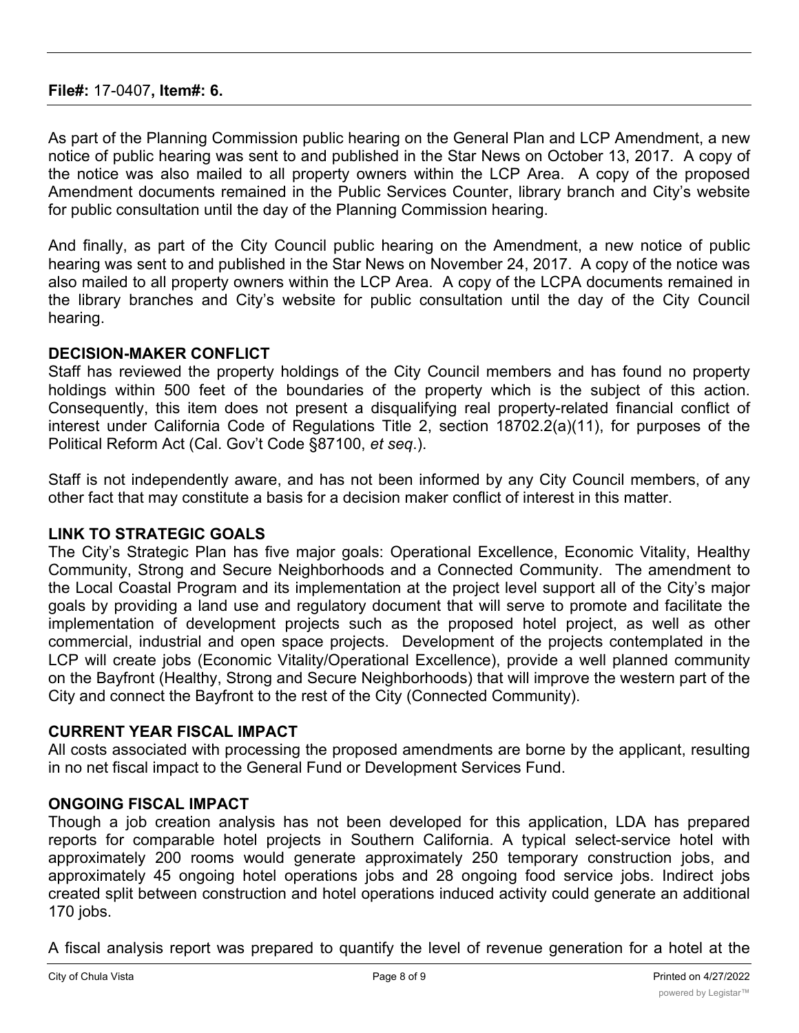As part of the Planning Commission public hearing on the General Plan and LCP Amendment, a new notice of public hearing was sent to and published in the Star News on October 13, 2017. A copy of the notice was also mailed to all property owners within the LCP Area. A copy of the proposed Amendment documents remained in the Public Services Counter, library branch and City's website for public consultation until the day of the Planning Commission hearing.

And finally, as part of the City Council public hearing on the Amendment, a new notice of public hearing was sent to and published in the Star News on November 24, 2017. A copy of the notice was also mailed to all property owners within the LCP Area. A copy of the LCPA documents remained in the library branches and City's website for public consultation until the day of the City Council hearing.

**DECISION-MAKER CONFLICT**

Staff has reviewed the property holdings of the City Council members and has found no property holdings within 500 feet of the boundaries of the property which is the subject of this action. Consequently, this item does not present a disqualifying real property-related financial conflict of interest under California Code of Regulations Title 2, section 18702.2(a)(11), for purposes of the Political Reform Act (Cal. Gov't Code §87100, *et seq*.).

Staff is not independently aware, and has not been informed by any City Council members, of any other fact that may constitute a basis for a decision maker conflict of interest in this matter.

**LINK TO STRATEGIC GOALS**

The City's Strategic Plan has five major goals: Operational Excellence, Economic Vitality, Healthy Community, Strong and Secure Neighborhoods and a Connected Community. The amendment to the Local Coastal Program and its implementation at the project level support all of the City's major goals by providing a land use and regulatory document that will serve to promote and facilitate the implementation of development projects such as the proposed hotel project, as well as other commercial, industrial and open space projects. Development of the projects contemplated in the LCP will create jobs (Economic Vitality/Operational Excellence), provide a well planned community on the Bayfront (Healthy, Strong and Secure Neighborhoods) that will improve the western part of the City and connect the Bayfront to the rest of the City (Connected Community).

**CURRENT YEAR FISCAL IMPACT**

All costs associated with processing the proposed amendments are borne by the applicant, resulting in no net fiscal impact to the General Fund or Development Services Fund.

**ONGOING FISCAL IMPACT**

Though a job creation analysis has not been developed for this application, LDA has prepared reports for comparable hotel projects in Southern California. A typical select-service hotel with approximately 200 rooms would generate approximately 250 temporary construction jobs, and approximately 45 ongoing hotel operations jobs and 28 ongoing food service jobs. Indirect jobs created split between construction and hotel operations induced activity could generate an additional 170 jobs.

A fiscal analysis report was prepared to quantify the level of revenue generation for a hotel at the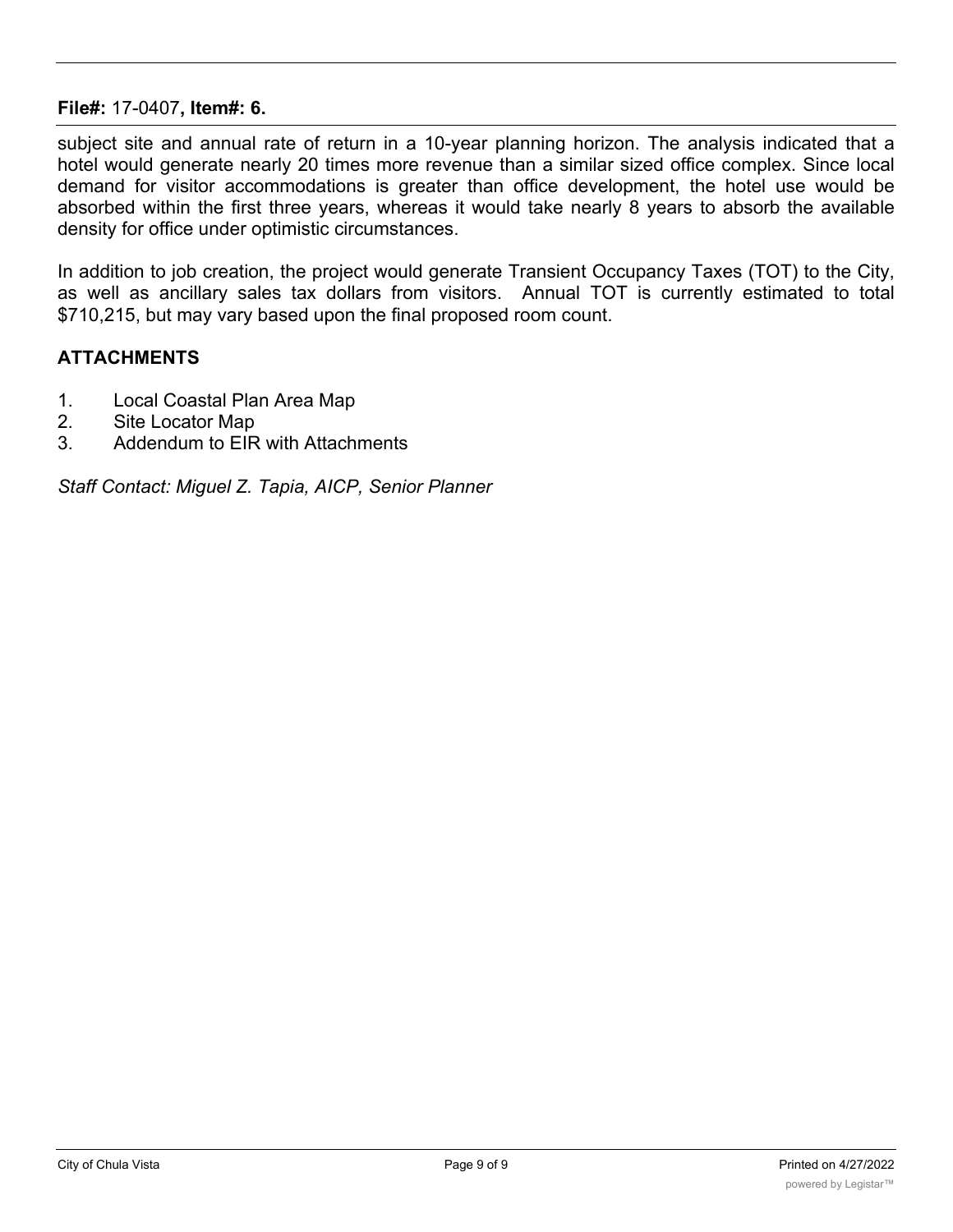**File#:** 17-0407**, Item#: 6.**

subject site and annual rate of return in a 10-year planning horizon. The analysis indicated that a hotel would generate nearly 20 times more revenue than a similar sized office complex. Since local demand for visitor accommodations is greater than office development, the hotel use would be absorbed within the first three years, whereas it would take nearly 8 years to absorb the available density for office under optimistic circumstances.

In addition to job creation, the project would generate Transient Occupancy Taxes (TOT) to the City, as well as ancillary sales tax dollars from visitors. Annual TOT is currently estimated to total $710,215, but may vary based upon the final proposed room count.

## ATTACHMENTS

1. Local Coastal Plan Area Map
2. Site Locator Map
3. Addendum to EIR with Attachments

*Staff Contact: Miguel Z. Tapia, AICP, Senior Planner*